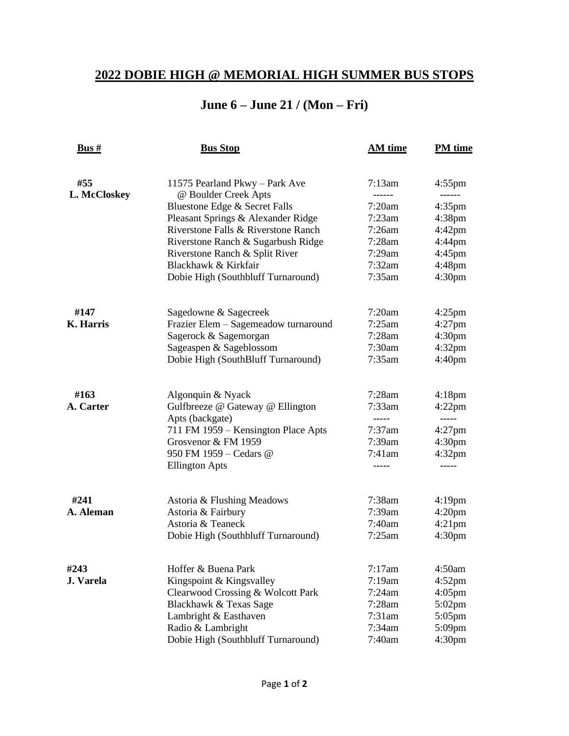# 2022 DOBIE HIGH @ MEMORIAL HIGH SUMMER BUS STOPS

## June 6 – June 21 / (Mon – Fri)

| Bus # | Bus Stop | AM time | PM time |
|---|---|---|---|
| **#55** | 11575 Pearland Pkwy – Park Ave | 7:13am | 4:55pm |
| **L. McCloskey** | @ Boulder Creek Apts | ------ | ------ |
| | Bluestone Edge & Secret Falls | 7:20am | 4:35pm |
| | Pleasant Springs & Alexander Ridge | 7:23am | 4:38pm |
| | Riverstone Falls & Riverstone Ranch | 7:26am | 4:42pm |
| | Riverstone Ranch & Sugarbush Ridge | 7:28am | 4:44pm |
| | Riverstone Ranch & Split River | 7:29am | 4:45pm |
| | Blackhawk & Kirkfair | 7:32am | 4:48pm |
| | Dobie High (Southbluff Turnaround) | 7:35am | 4:30pm |
| **#147** | Sagedowne & Sagecreek | 7:20am | 4:25pm |
| **K. Harris** | Frazier Elem – Sagemeadow turnaround | 7:25am | 4:27pm |
| | Sagerock & Sagemorgan | 7:28am | 4:30pm |
| | Sageaspen & Sageblossom | 7:30am | 4:32pm |
| | Dobie High (SouthBluff Turnaround) | 7:35am | 4:40pm |
| **#163** | Algonquin & Nyack | 7:28am | 4:18pm |
| **A. Carter** | Gulfbreeze @ Gateway @ Ellington | 7:33am | 4:22pm |
| | Apts (backgate) | ----- | ----- |
| | 711 FM 1959 – Kensington Place Apts | 7:37am | 4:27pm |
| | Grosvenor & FM 1959 | 7:39am | 4:30pm |
| | 950 FM 1959 – Cedars @ | 7:41am | 4:32pm |
| | Ellington Apts | ----- | ----- |
| **#241** | Astoria & Flushing Meadows | 7:38am | 4:19pm |
| **A. Aleman** | Astoria & Fairbury | 7:39am | 4:20pm |
| | Astoria & Teaneck | 7:40am | 4:21pm |
| | Dobie High (Southbluff Turnaround) | 7:25am | 4:30pm |
| **#243** | Hoffer & Buena Park | 7:17am | 4:50am |
| **J. Varela** | Kingspoint & Kingsvalley | 7:19am | 4:52pm |
| | Clearwood Crossing & Wolcott Park | 7:24am | 4:05pm |
| | Blackhawk & Texas Sage | 7:28am | 5:02pm |
| | Lambright & Easthaven | 7:31am | 5:05pm |
| | Radio & Lambright | 7:34am | 5:09pm |
| | Dobie High (Southbluff Turnaround) | 7:40am | 4:30pm |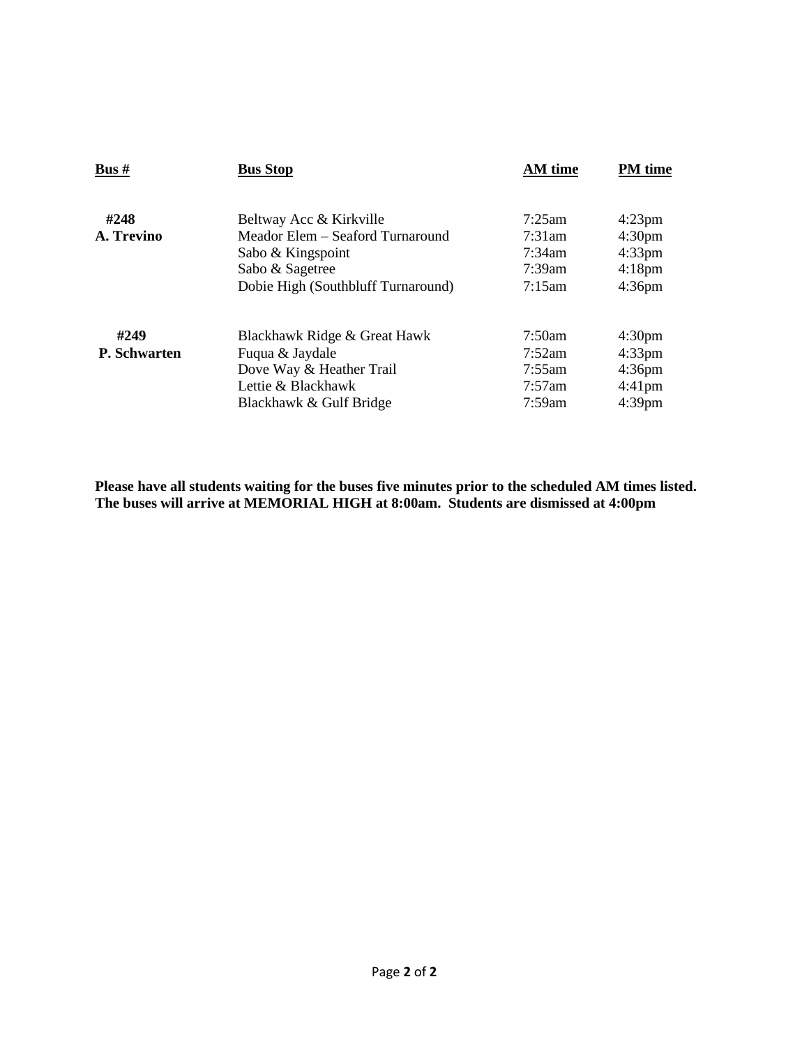| Bus # | Bus Stop | AM time | PM time |
|---|---|---|---|
| #248 | Beltway Acc & Kirkville | 7:25am | 4:23pm |
| A. Trevino | Meador Elem – Seaford Turnaround | 7:31am | 4:30pm |
| | Sabo & Kingspoint | 7:34am | 4:33pm |
| | Sabo & Sagetree | 7:39am | 4:18pm |
| | Dobie High (Southbluff Turnaround) | 7:15am | 4:36pm |
| #249 | Blackhawk Ridge & Great Hawk | 7:50am | 4:30pm |
| P. Schwarten | Fuqua & Jaydale | 7:52am | 4:33pm |
| | Dove Way & Heather Trail | 7:55am | 4:36pm |
| | Lettie & Blackhawk | 7:57am | 4:41pm |
| | Blackhawk & Gulf Bridge | 7:59am | 4:39pm |

**Please have all students waiting for the buses five minutes prior to the scheduled AM times listed. The buses will arrive at MEMORIAL HIGH at 8:00am. Students are dismissed at 4:00pm**